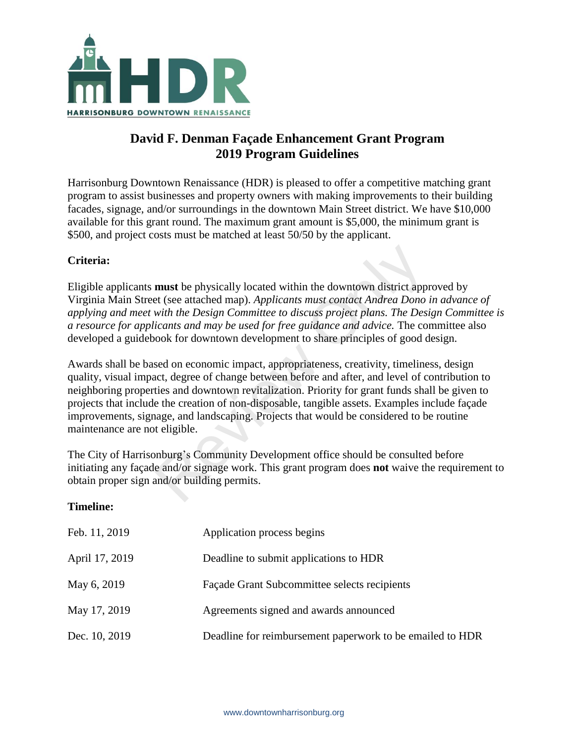HDR

HARRISONBURG DOWNTOWN RENAISSANCE

# David F. Denman Façade Enhancement Grant Program
# 2019 Program Guidelines

Harrisonburg Downtown Renaissance (HDR) is pleased to offer a competitive matching grant program to assist businesses and property owners with making improvements to their building facades, signage, and/or surroundings in the downtown Main Street district. We have $10,000 available for this grant round. The maximum grant amount is $5,000, the minimum grant is $500, and project costs must be matched at least 50/50 by the applicant.

**Criteria:**

Eligible applicants **must** be physically located within the downtown district approved by Virginia Main Street (see attached map). *Applicants must contact Andrea Dono in advance of applying and meet with the Design Committee to discuss project plans. The Design Committee is a resource for applicants and may be used for free guidance and advice.* The committee also developed a guidebook for downtown development to share principles of good design.

Awards shall be based on economic impact, appropriateness, creativity, timeliness, design quality, visual impact, degree of change between before and after, and level of contribution to neighboring properties and downtown revitalization. Priority for grant funds shall be given to projects that include the creation of non-disposable, tangible assets. Examples include façade improvements, signage, and landscaping. Projects that would be considered to be routine maintenance are not eligible.

The City of Harrisonburg's Community Development office should be consulted before initiating any façade and/or signage work. This grant program does **not** waive the requirement to obtain proper sign and/or building permits.

**Timeline:**

| | |
|---|---|
| Feb. 11, 2019 | Application process begins |
| April 17, 2019 | Deadline to submit applications to HDR |
| May 6, 2019 | Façade Grant Subcommittee selects recipients |
| May 17, 2019 | Agreements signed and awards announced |
| Dec. 10, 2019 | Deadline for reimbursement paperwork to be emailed to HDR |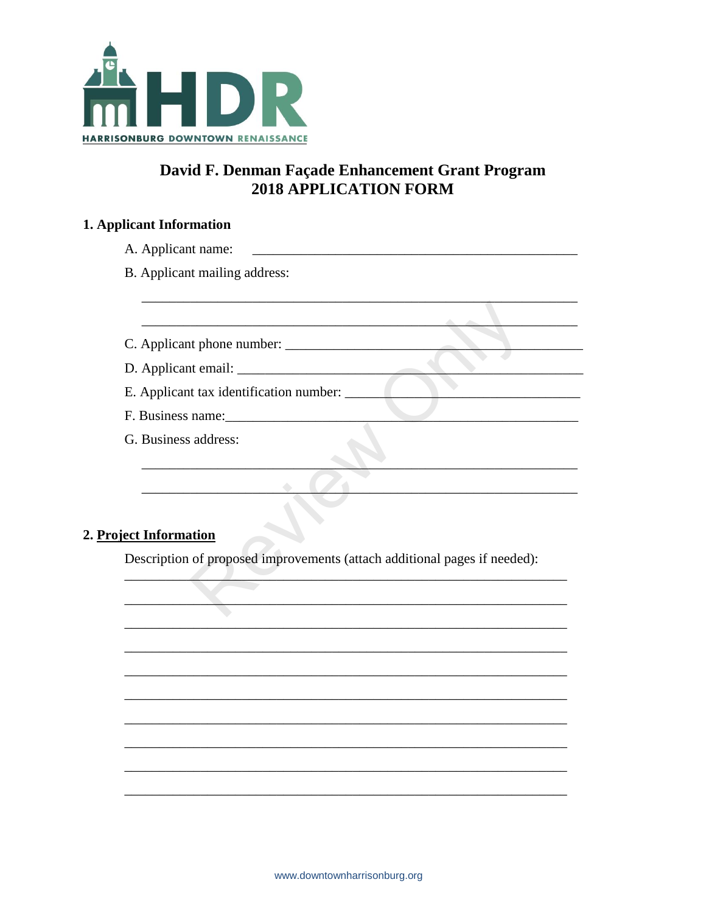HARRISONBURG DOWNTOWN RENAISSANCE

# David F. Denman Façade Enhancement Grant Program
# 2018 APPLICATION FORM

## 1. Applicant Information

A. Applicant name: ______________________________________________

B. Applicant mailing address:

_________________________________________________________________

_________________________________________________________________

C. Applicant phone number: ____________________________________________

D. Applicant email: __________________________________________________

E. Applicant tax identification number: _________________________________

F. Business name:____________________________________________________

G. Business address:

_________________________________________________________________

_________________________________________________________________

## 2. Project Information

Description of proposed improvements (attach additional pages if needed):

_________________________________________________________________

_________________________________________________________________

_________________________________________________________________

_________________________________________________________________

_________________________________________________________________

_________________________________________________________________

_________________________________________________________________

_________________________________________________________________

_________________________________________________________________

_________________________________________________________________

www.downtownharrisonburg.org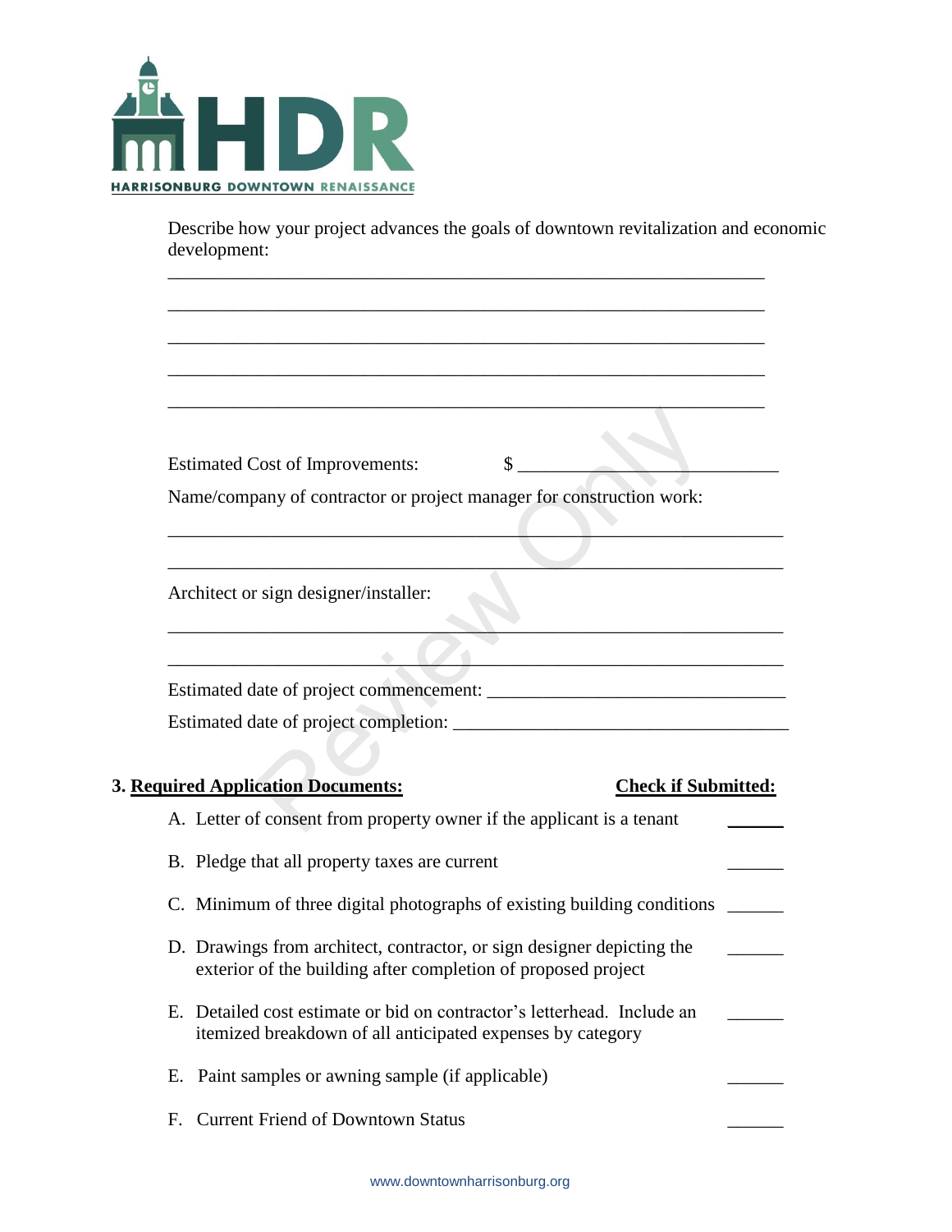Describe how your project advances the goals of downtown revitalization and economic development:

_______________________________________________________________

_______________________________________________________________

_______________________________________________________________

_______________________________________________________________

_______________________________________________________________

Estimated Cost of Improvements: $ ___________________________

Name/company of contractor or project manager for construction work:

_______________________________________________________________

_______________________________________________________________

Architect or sign designer/installer:

_______________________________________________________________

_______________________________________________________________

Estimated date of project commencement: ______________________________

Estimated date of project completion: __________________________________

**3. Required Application Documents:** **Check if Submitted:**

A. Letter of consent from property owner if the applicant is a tenant ______

B. Pledge that all property taxes are current ______

C. Minimum of three digital photographs of existing building conditions ______

D. Drawings from architect, contractor, or sign designer depicting the exterior of the building after completion of proposed project ______

E. Detailed cost estimate or bid on contractor's letterhead. Include an itemized breakdown of all anticipated expenses by category ______

E. Paint samples or awning sample (if applicable) ______

F. Current Friend of Downtown Status ______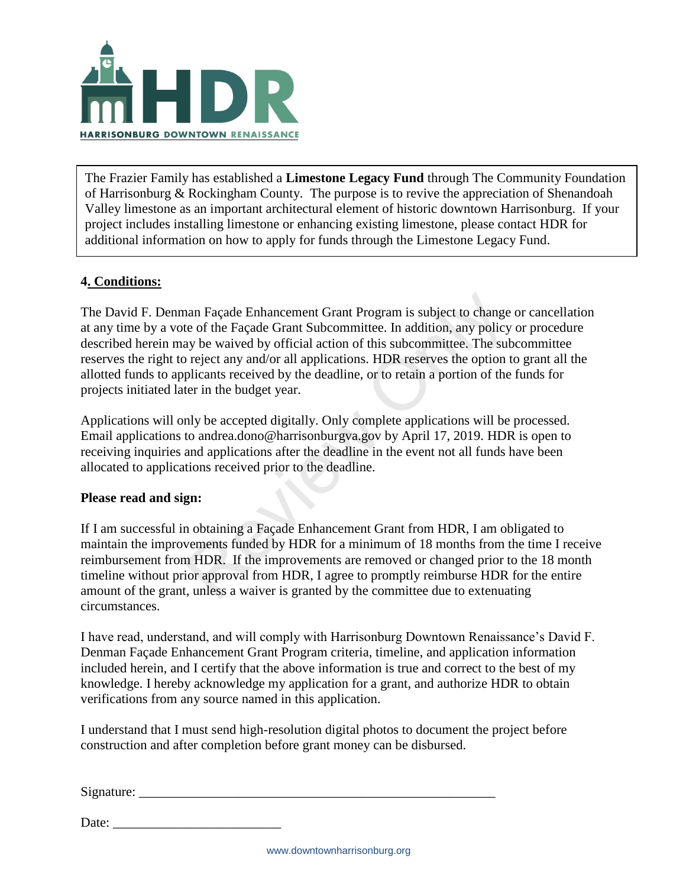The Frazier Family has established a **Limestone Legacy Fund** through The Community Foundation of Harrisonburg & Rockingham County. The purpose is to revive the appreciation of Shenandoah Valley limestone as an important architectural element of historic downtown Harrisonburg. If your project includes installing limestone or enhancing existing limestone, please contact HDR for additional information on how to apply for funds through the Limestone Legacy Fund.

## 4. Conditions:

The David F. Denman Façade Enhancement Grant Program is subject to change or cancellation at any time by a vote of the Façade Grant Subcommittee. In addition, any policy or procedure described herein may be waived by official action of this subcommittee. The subcommittee reserves the right to reject any and/or all applications. HDR reserves the option to grant all the allotted funds to applicants received by the deadline, or to retain a portion of the funds for projects initiated later in the budget year.

Applications will only be accepted digitally. Only complete applications will be processed. Email applications to andrea.dono@harrisonburgva.gov by April 17, 2019. HDR is open to receiving inquiries and applications after the deadline in the event not all funds have been allocated to applications received prior to the deadline.

**Please read and sign:**

If I am successful in obtaining a Façade Enhancement Grant from HDR, I am obligated to maintain the improvements funded by HDR for a minimum of 18 months from the time I receive reimbursement from HDR. If the improvements are removed or changed prior to the 18 month timeline without prior approval from HDR, I agree to promptly reimburse HDR for the entire amount of the grant, unless a waiver is granted by the committee due to extenuating circumstances.

I have read, understand, and will comply with Harrisonburg Downtown Renaissance's David F. Denman Façade Enhancement Grant Program criteria, timeline, and application information included herein, and I certify that the above information is true and correct to the best of my knowledge. I hereby acknowledge my application for a grant, and authorize HDR to obtain verifications from any source named in this application.

I understand that I must send high-resolution digital photos to document the project before construction and after completion before grant money can be disbursed.

Signature: _______________________________________________________

Date: __________________________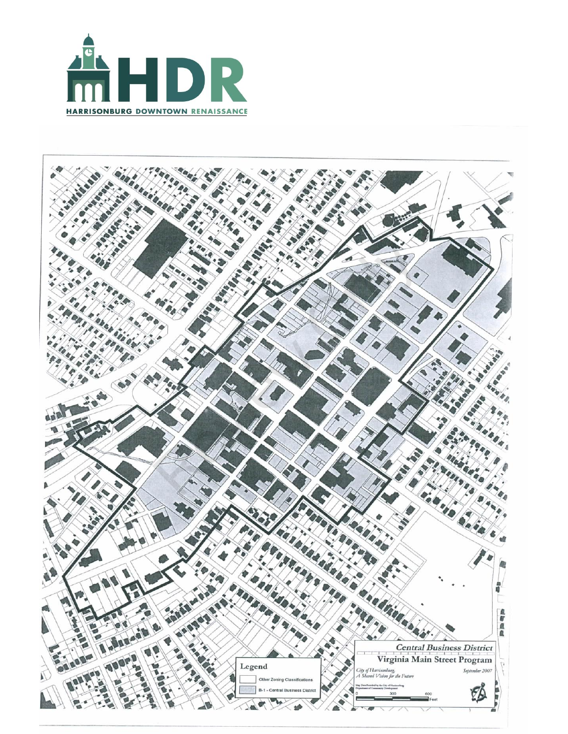HDR

HARRISONBURG DOWNTOWN RENAISSANCE

Legend

Other Zoning Classifications

B-1 - Central Business District

*Central Business District*

Virginia Main Street Program

*City of Harrisonburg,*
*A Shared Vision for the Future*

*September 2007*

Map Data Provided by the City of Harrisonburg
Department of Community Development

0 300 600
Feet